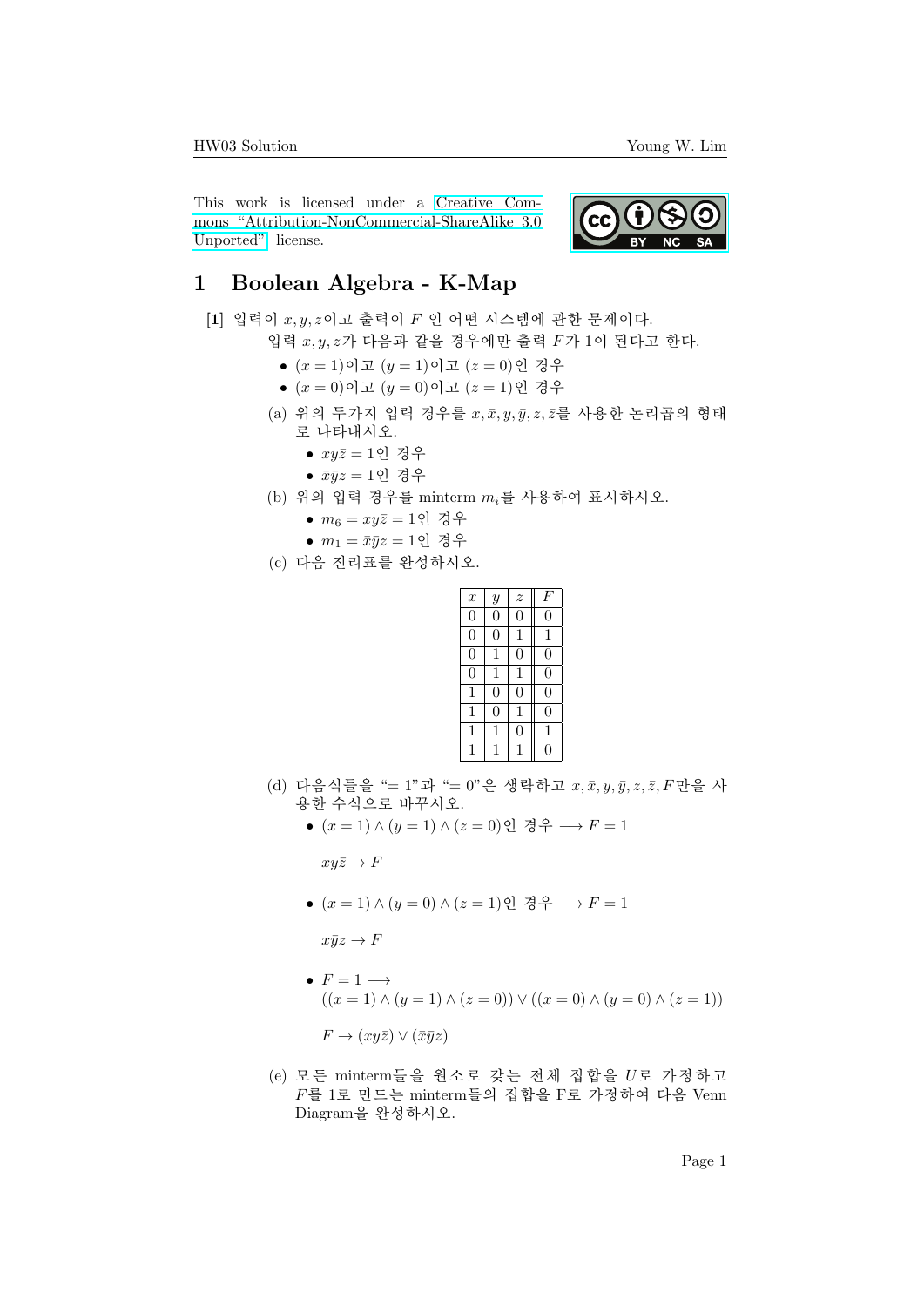This work is licensed under a Creative Commons "Attribution-NonCommercial-ShareAlike 3.0 Unported" license.

# 1 Boolean Algebra - K-Map

**[1]** 입력이 $x, y, z$이고 출력이 $F$ 인 어떤 시스템에 관한 문제이다.
입력 $x, y, z$가 다음과 같을 경우에만 출력 $F$가 1이 된다고 한다.

- $(x = 1)$이고 $(y = 1)$이고 $(z = 0)$인 경우
- $(x = 0)$이고 $(y = 0)$이고 $(z = 1)$인 경우

(a) 위의 두가지 입력 경우를 $x, \bar{x}, y, \bar{y}, z, \bar{z}$를 사용한 논리곱의 형태로 나타내시오.

- $xy\bar{z} = 1$인 경우
- $\bar{x}\bar{y}z = 1$인 경우

(b) 위의 입력 경우를 minterm $m_i$를 사용하여 표시하시오.

- $m_6 = xy\bar{z} = 1$인 경우
- $m_1 = \bar{x}\bar{y}z = 1$인 경우

(c) 다음 진리표를 완성하시오.

| $x$ | $y$ | $z$ | $F$ |
|---|---|---|---|
| 0 | 0 | 0 | 0 |
| 0 | 0 | 1 | 1 |
| 0 | 1 | 0 | 0 |
| 0 | 1 | 1 | 0 |
| 1 | 0 | 0 | 0 |
| 1 | 0 | 1 | 0 |
| 1 | 1 | 0 | 1 |
| 1 | 1 | 1 | 0 |

(d) 다음식들을 "= 1"과 "= 0"은 생략하고 $x, \bar{x}, y, \bar{y}, z, \bar{z}, F$만을 사용한 수식으로 바꾸시오.

- $(x = 1) \wedge (y = 1) \wedge (z = 0)$인 경우 $\longrightarrow F = 1$

  $xy\bar{z} \to F$

- $(x = 1) \wedge (y = 0) \wedge (z = 1)$인 경우 $\longrightarrow F = 1$

  $x\bar{y}z \to F$

- $F = 1 \longrightarrow$
  $((x = 1) \wedge (y = 1) \wedge (z = 0)) \vee ((x = 0) \wedge (y = 0) \wedge (z = 1))$

  $F \to (xy\bar{z}) \vee (\bar{x}\bar{y}z)$

(e) 모든 minterm들을 원소로 갖는 전체 집합을 $U$로 가정하고 $F$를 1로 만드는 minterm들의 집합을 F로 가정하여 다음 Venn Diagram을 완성하시오.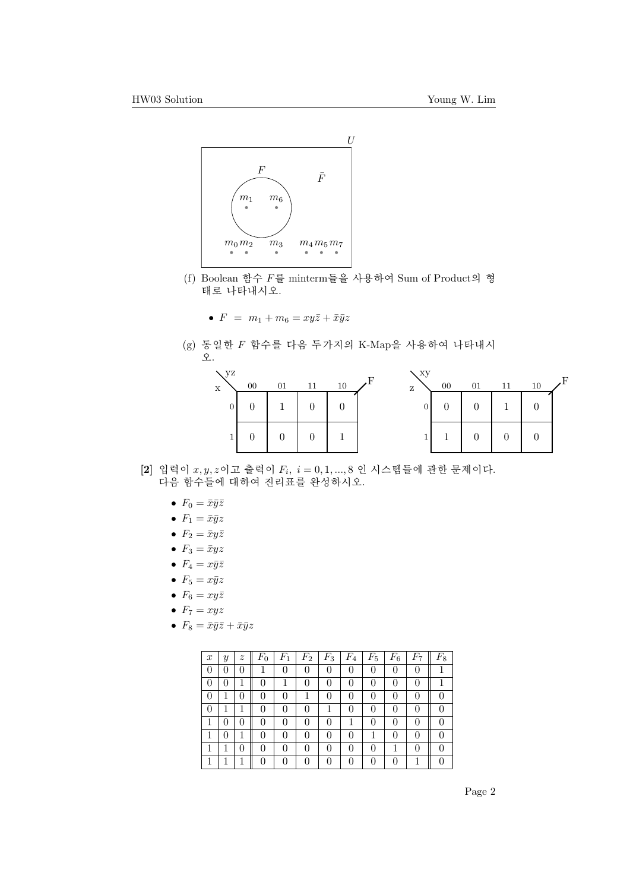U

F $\bar{F}$

$m_1$ $m_6$

$m_0\, m_2$ $m_3$ $m_4\, m_5\, m_7$

(f) Boolean 함수 $F$를 minterm들을 사용하여 Sum of Product의 형태로 나타내시오.

- $F \;=\; m_1 + m_6 = xy\bar{z} + \bar{x}\bar{y}z$

(g) 동일한 $F$ 함수를 다음 두가지의 K-Map을 사용하여 나타내시오.

| x \ yz | 00 | 01 | 11 | 10 |
|---|---|---|---|---|
| 0 | 0 | 1 | 0 | 0 |
| 1 | 0 | 0 | 0 | 1 |

| z \ xy | 00 | 01 | 11 | 10 |
|---|---|---|---|---|
| 0 | 0 | 0 | 1 | 0 |
| 1 | 1 | 0 | 0 | 0 |

**[2]** 입력이 $x, y, z$이고 출력이 $F_i,\ i = 0, 1, ..., 8$ 인 시스템들에 관한 문제이다. 다음 함수들에 대하여 진리표를 완성하시오.

- $F_0 = \bar{x}\bar{y}\bar{z}$
- $F_1 = \bar{x}\bar{y}z$
- $F_2 = \bar{x}y\bar{z}$
- $F_3 = \bar{x}yz$
- $F_4 = x\bar{y}\bar{z}$
- $F_5 = x\bar{y}z$
- $F_6 = xy\bar{z}$
- $F_7 = xyz$
- $F_8 = \bar{x}\bar{y}\bar{z} + \bar{x}\bar{y}z$

| $x$ | $y$ | $z$ | $F_0$ | $F_1$ | $F_2$ | $F_3$ | $F_4$ | $F_5$ | $F_6$ | $F_7$ | $F_8$ |
|---|---|---|---|---|---|---|---|---|---|---|---|
| 0 | 0 | 0 | 1 | 0 | 0 | 0 | 0 | 0 | 0 | 0 | 1 |
| 0 | 0 | 1 | 0 | 1 | 0 | 0 | 0 | 0 | 0 | 0 | 1 |
| 0 | 1 | 0 | 0 | 0 | 1 | 0 | 0 | 0 | 0 | 0 | 0 |
| 0 | 1 | 1 | 0 | 0 | 0 | 1 | 0 | 0 | 0 | 0 | 0 |
| 1 | 0 | 0 | 0 | 0 | 0 | 0 | 1 | 0 | 0 | 0 | 0 |
| 1 | 0 | 1 | 0 | 0 | 0 | 0 | 0 | 1 | 0 | 0 | 0 |
| 1 | 1 | 0 | 0 | 0 | 0 | 0 | 0 | 0 | 1 | 0 | 0 |
| 1 | 1 | 1 | 0 | 0 | 0 | 0 | 0 | 0 | 0 | 1 | 0 |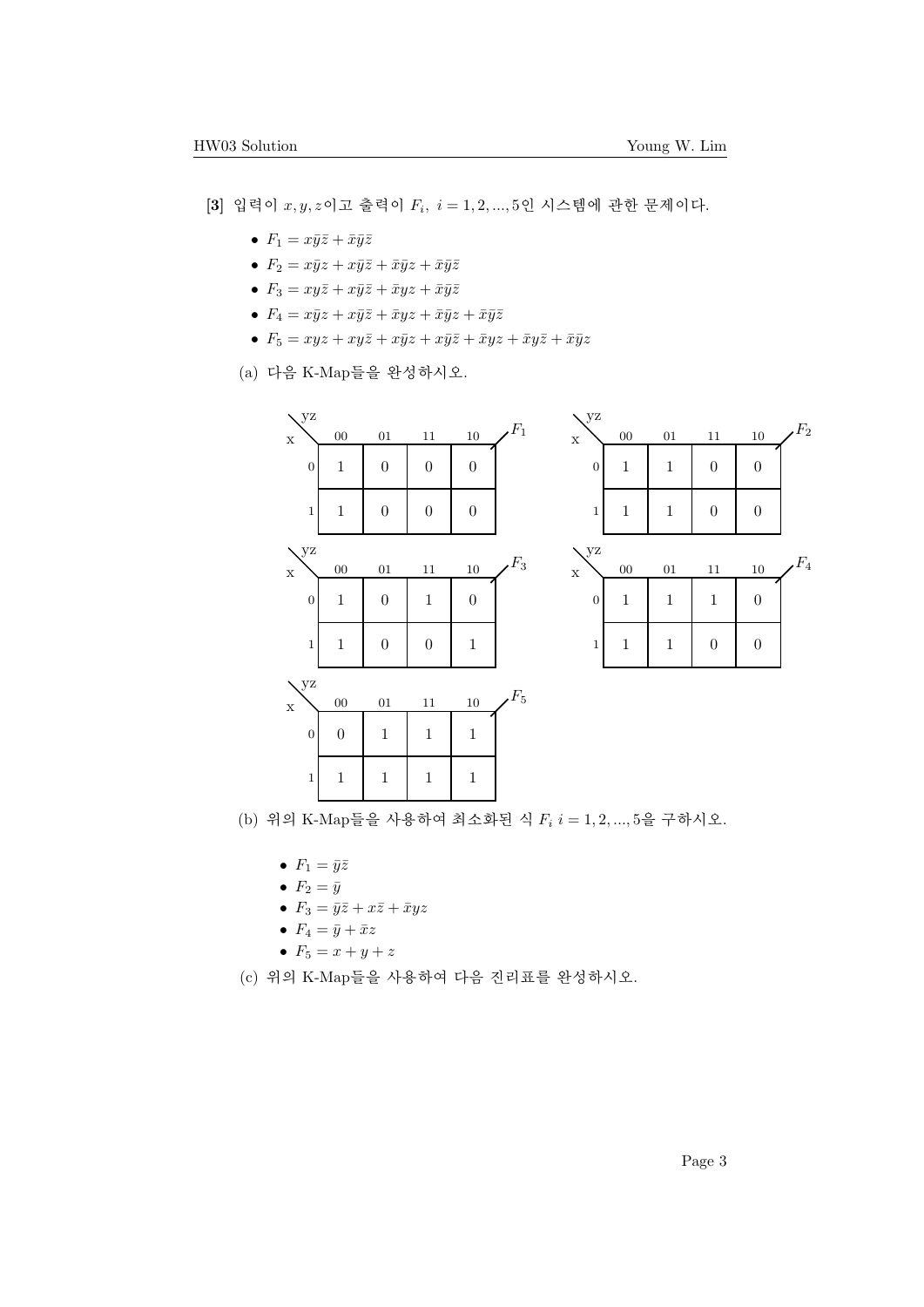**[3]** 입력이 $x, y, z$이고 출력이 $F_i,\ i = 1, 2, ..., 5$인 시스템에 관한 문제이다.

- $F_1 = x\bar{y}\bar{z} + \bar{x}\bar{y}\bar{z}$
- $F_2 = x\bar{y}z + x\bar{y}\bar{z} + \bar{x}\bar{y}z + \bar{x}\bar{y}\bar{z}$
- $F_3 = xy\bar{z} + x\bar{y}\bar{z} + \bar{x}yz + \bar{x}\bar{y}\bar{z}$
- $F_4 = x\bar{y}z + x\bar{y}\bar{z} + \bar{x}yz + \bar{x}\bar{y}z + \bar{x}\bar{y}\bar{z}$
- $F_5 = xyz + xy\bar{z} + x\bar{y}z + x\bar{y}\bar{z} + \bar{x}yz + \bar{x}y\bar{z} + \bar{x}\bar{y}z$

(a) 다음 K-Map들을 완성하시오.

$F_1$

| x \ yz | 00 | 01 | 11 | 10 |
|---|---|---|---|---|
| 0 | 1 | 0 | 0 | 0 |
| 1 | 1 | 0 | 0 | 0 |

$F_2$

| x \ yz | 00 | 01 | 11 | 10 |
|---|---|---|---|---|
| 0 | 1 | 1 | 0 | 0 |
| 1 | 1 | 1 | 0 | 0 |

$F_3$

| x \ yz | 00 | 01 | 11 | 10 |
|---|---|---|---|---|
| 0 | 1 | 0 | 1 | 0 |
| 1 | 1 | 0 | 0 | 1 |

$F_4$

| x \ yz | 00 | 01 | 11 | 10 |
|---|---|---|---|---|
| 0 | 1 | 1 | 1 | 0 |
| 1 | 1 | 1 | 0 | 0 |

$F_5$

| x \ yz | 00 | 01 | 11 | 10 |
|---|---|---|---|---|
| 0 | 0 | 1 | 1 | 1 |
| 1 | 1 | 1 | 1 | 1 |

(b) 위의 K-Map들을 사용하여 최소화된 식 $F_i\ i = 1, 2, ..., 5$을 구하시오.

- $F_1 = \bar{y}\bar{z}$
- $F_2 = \bar{y}$
- $F_3 = \bar{y}\bar{z} + x\bar{z} + \bar{x}yz$
- $F_4 = \bar{y} + \bar{x}z$
- $F_5 = x + y + z$

(c) 위의 K-Map들을 사용하여 다음 진리표를 완성하시오.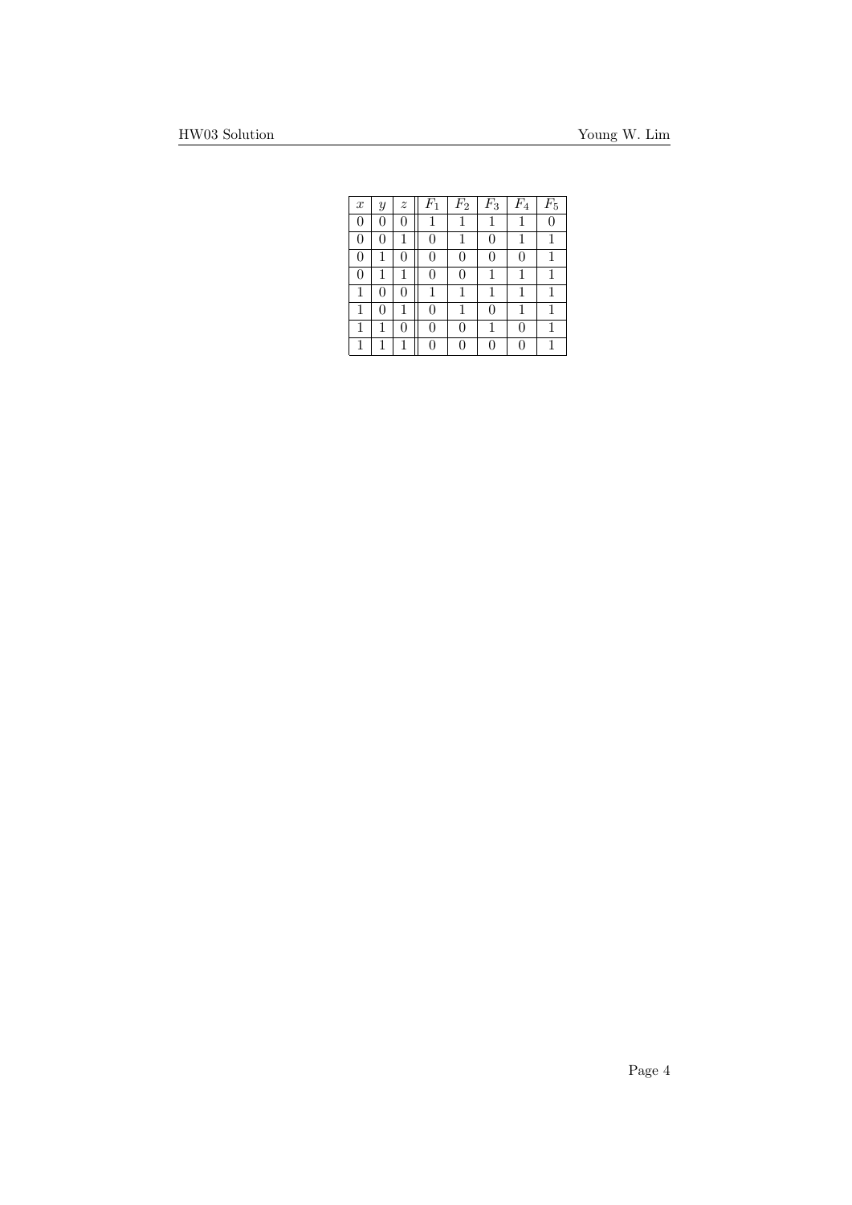| $x$ | $y$ | $z$ | $F_1$ | $F_2$ | $F_3$ | $F_4$ | $F_5$ |
|---|---|---|---|---|---|---|---|
| 0 | 0 | 0 | 1 | 1 | 1 | 1 | 0 |
| 0 | 0 | 1 | 0 | 1 | 0 | 1 | 1 |
| 0 | 1 | 0 | 0 | 0 | 0 | 0 | 1 |
| 0 | 1 | 1 | 0 | 0 | 1 | 1 | 1 |
| 1 | 0 | 0 | 1 | 1 | 1 | 1 | 1 |
| 1 | 0 | 1 | 0 | 1 | 0 | 1 | 1 |
| 1 | 1 | 0 | 0 | 0 | 1 | 0 | 1 |
| 1 | 1 | 1 | 0 | 0 | 0 | 0 | 1 |